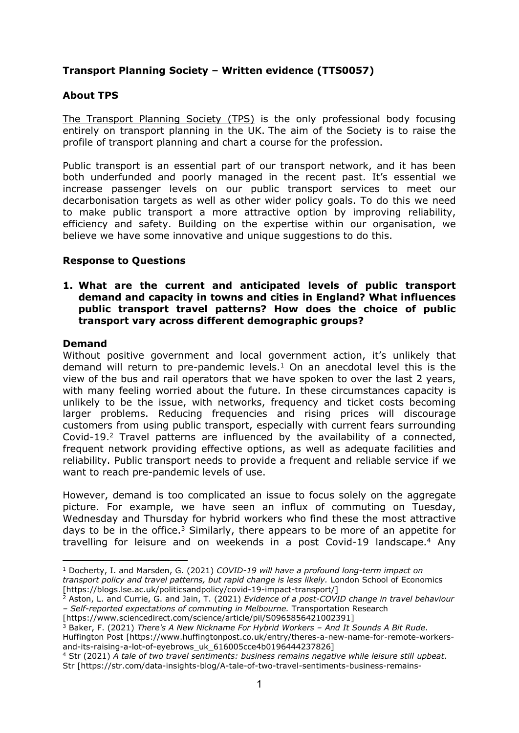# Transport Planning Society – Written evidence (TTS0057)

## About TPS

The Transport Planning Society (TPS) is the only professional body focusing entirely on transport planning in the UK. The aim of the Society is to raise the profile of transport planning and chart a course for the profession.

Public transport is an essential part of our transport network, and it has been both underfunded and poorly managed in the recent past. It's essential we increase passenger levels on our public transport services to meet our decarbonisation targets as well as other wider policy goals. To do this we need to make public transport a more attractive option by improving reliability, efficiency and safety. Building on the expertise within our organisation, we believe we have some innovative and unique suggestions to do this.

## Response to Questions

**1. What are the current and anticipated levels of public transport demand and capacity in towns and cities in England? What influences public transport travel patterns? How does the choice of public transport vary across different demographic groups?**

### Demand

Without positive government and local government action, it's unlikely that demand will return to pre-pandemic levels.[1] On an anecdotal level this is the view of the bus and rail operators that we have spoken to over the last 2 years, with many feeling worried about the future. In these circumstances capacity is unlikely to be the issue, with networks, frequency and ticket costs becoming larger problems. Reducing frequencies and rising prices will discourage customers from using public transport, especially with current fears surrounding Covid-19.[2] Travel patterns are influenced by the availability of a connected, frequent network providing effective options, as well as adequate facilities and reliability. Public transport needs to provide a frequent and reliable service if we want to reach pre-pandemic levels of use.

However, demand is too complicated an issue to focus solely on the aggregate picture. For example, we have seen an influx of commuting on Tuesday, Wednesday and Thursday for hybrid workers who find these the most attractive days to be in the office.[3] Similarly, there appears to be more of an appetite for travelling for leisure and on weekends in a post Covid-19 landscape.[4] Any

---

[1] Docherty, I. and Marsden, G. (2021) *COVID-19 will have a profound long-term impact on transport policy and travel patterns, but rapid change is less likely.* London School of Economics [https://blogs.lse.ac.uk/politicsandpolicy/covid-19-impact-transport/]

[2] Aston, L. and Currie, G. and Jain, T. (2021) *Evidence of a post-COVID change in travel behaviour – Self-reported expectations of commuting in Melbourne.* Transportation Research [https://www.sciencedirect.com/science/article/pii/S0965856421002391]

[3] Baker, F. (2021) *There's A New Nickname For Hybrid Workers – And It Sounds A Bit Rude*. Huffington Post [https://www.huffingtonpost.co.uk/entry/theres-a-new-name-for-remote-workers-and-its-raising-a-lot-of-eyebrows_uk_616005cce4b0196444237826]

[4] Str (2021) *A tale of two travel sentiments: business remains negative while leisure still upbeat*. Str [https://str.com/data-insights-blog/A-tale-of-two-travel-sentiments-business-remains-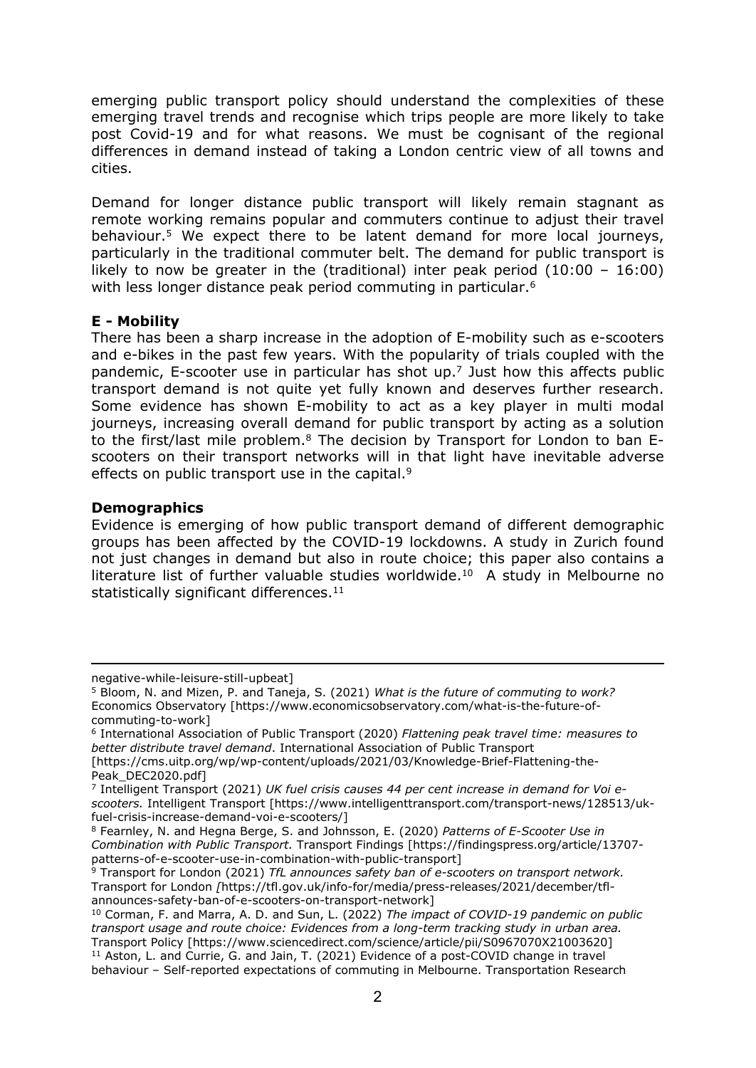emerging public transport policy should understand the complexities of these emerging travel trends and recognise which trips people are more likely to take post Covid-19 and for what reasons. We must be cognisant of the regional differences in demand instead of taking a London centric view of all towns and cities.

Demand for longer distance public transport will likely remain stagnant as remote working remains popular and commuters continue to adjust their travel behaviour.[5] We expect there to be latent demand for more local journeys, particularly in the traditional commuter belt. The demand for public transport is likely to now be greater in the (traditional) inter peak period (10:00 – 16:00) with less longer distance peak period commuting in particular.[6]

**E - Mobility**

There has been a sharp increase in the adoption of E-mobility such as e-scooters and e-bikes in the past few years. With the popularity of trials coupled with the pandemic, E-scooter use in particular has shot up.[7] Just how this affects public transport demand is not quite yet fully known and deserves further research. Some evidence has shown E-mobility to act as a key player in multi modal journeys, increasing overall demand for public transport by acting as a solution to the first/last mile problem.[8] The decision by Transport for London to ban E-scooters on their transport networks will in that light have inevitable adverse effects on public transport use in the capital.[9]

**Demographics**

Evidence is emerging of how public transport demand of different demographic groups has been affected by the COVID-19 lockdowns. A study in Zurich found not just changes in demand but also in route choice; this paper also contains a literature list of further valuable studies worldwide.[10] A study in Melbourne no statistically significant differences.[11]

---

negative-while-leisure-still-upbeat]

[5] Bloom, N. and Mizen, P. and Taneja, S. (2021) *What is the future of commuting to work?* Economics Observatory [https://www.economicsobservatory.com/what-is-the-future-of-commuting-to-work]

[6] International Association of Public Transport (2020) *Flattening peak travel time: measures to better distribute travel demand*. International Association of Public Transport [https://cms.uitp.org/wp/wp-content/uploads/2021/03/Knowledge-Brief-Flattening-the-Peak_DEC2020.pdf]

[7] Intelligent Transport (2021) *UK fuel crisis causes 44 per cent increase in demand for Voi e-scooters.* Intelligent Transport [https://www.intelligenttransport.com/transport-news/128513/uk-fuel-crisis-increase-demand-voi-e-scooters/]

[8] Fearnley, N. and Hegna Berge, S. and Johnsson, E. (2020) *Patterns of E-Scooter Use in Combination with Public Transport.* Transport Findings [https://findingspress.org/article/13707-patterns-of-e-scooter-use-in-combination-with-public-transport]

[9] Transport for London (2021) *TfL announces safety ban of e-scooters on transport network.* Transport for London [https://tfl.gov.uk/info-for/media/press-releases/2021/december/tfl-announces-safety-ban-of-e-scooters-on-transport-network]

[10] Corman, F. and Marra, A. D. and Sun, L. (2022) *The impact of COVID-19 pandemic on public transport usage and route choice: Evidences from a long-term tracking study in urban area.* Transport Policy [https://www.sciencedirect.com/science/article/pii/S0967070X21003620]

[11] Aston, L. and Currie, G. and Jain, T. (2021) Evidence of a post-COVID change in travel behaviour – Self-reported expectations of commuting in Melbourne. Transportation Research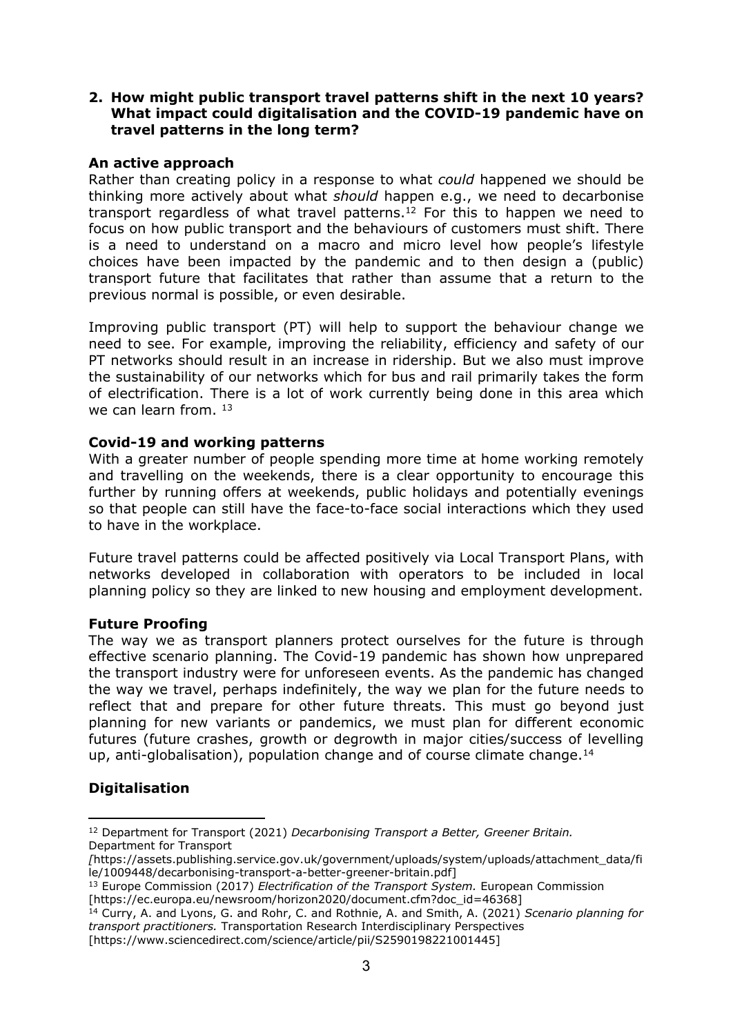**2. How might public transport travel patterns shift in the next 10 years? What impact could digitalisation and the COVID-19 pandemic have on travel patterns in the long term?**

**An active approach**

Rather than creating policy in a response to what *could* happened we should be thinking more actively about what *should* happen e.g., we need to decarbonise transport regardless of what travel patterns.[12] For this to happen we need to focus on how public transport and the behaviours of customers must shift. There is a need to understand on a macro and micro level how people's lifestyle choices have been impacted by the pandemic and to then design a (public) transport future that facilitates that rather than assume that a return to the previous normal is possible, or even desirable.

Improving public transport (PT) will help to support the behaviour change we need to see. For example, improving the reliability, efficiency and safety of our PT networks should result in an increase in ridership. But we also must improve the sustainability of our networks which for bus and rail primarily takes the form of electrification. There is a lot of work currently being done in this area which we can learn from. [13]

**Covid-19 and working patterns**

With a greater number of people spending more time at home working remotely and travelling on the weekends, there is a clear opportunity to encourage this further by running offers at weekends, public holidays and potentially evenings so that people can still have the face-to-face social interactions which they used to have in the workplace.

Future travel patterns could be affected positively via Local Transport Plans, with networks developed in collaboration with operators to be included in local planning policy so they are linked to new housing and employment development.

**Future Proofing**

The way we as transport planners protect ourselves for the future is through effective scenario planning. The Covid-19 pandemic has shown how unprepared the transport industry were for unforeseen events. As the pandemic has changed the way we travel, perhaps indefinitely, the way we plan for the future needs to reflect that and prepare for other future threats. This must go beyond just planning for new variants or pandemics, we must plan for different economic futures (future crashes, growth or degrowth in major cities/success of levelling up, anti-globalisation), population change and of course climate change.[14]

**Digitalisation**

---

[12] Department for Transport (2021) *Decarbonising Transport a Better, Greener Britain.* Department for Transport *[*https://assets.publishing.service.gov.uk/government/uploads/system/uploads/attachment_data/file/1009448/decarbonising-transport-a-better-greener-britain.pdf]

[13] Europe Commission (2017) *Electrification of the Transport System.* European Commission [https://ec.europa.eu/newsroom/horizon2020/document.cfm?doc_id=46368]

[14] Curry, A. and Lyons, G. and Rohr, C. and Rothnie, A. and Smith, A. (2021) *Scenario planning for transport practitioners.* Transportation Research Interdisciplinary Perspectives [https://www.sciencedirect.com/science/article/pii/S2590198221001445]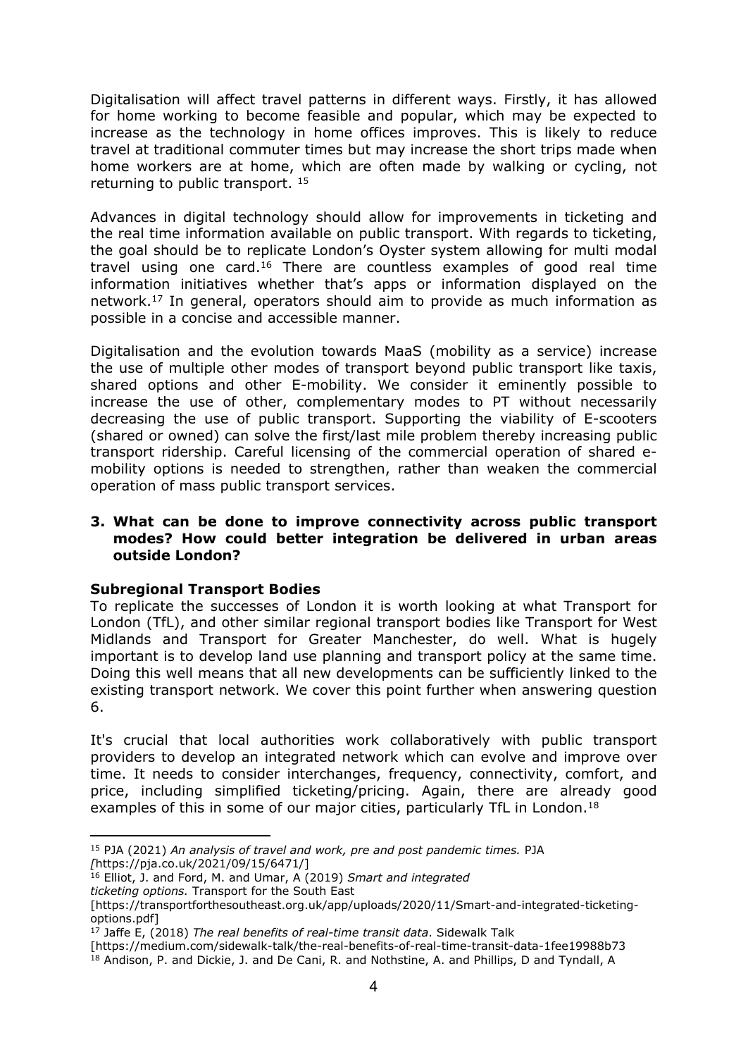Digitalisation will affect travel patterns in different ways. Firstly, it has allowed for home working to become feasible and popular, which may be expected to increase as the technology in home offices improves. This is likely to reduce travel at traditional commuter times but may increase the short trips made when home workers are at home, which are often made by walking or cycling, not returning to public transport. [15]

Advances in digital technology should allow for improvements in ticketing and the real time information available on public transport. With regards to ticketing, the goal should be to replicate London's Oyster system allowing for multi modal travel using one card.[16] There are countless examples of good real time information initiatives whether that's apps or information displayed on the network.[17] In general, operators should aim to provide as much information as possible in a concise and accessible manner.

Digitalisation and the evolution towards MaaS (mobility as a service) increase the use of multiple other modes of transport beyond public transport like taxis, shared options and other E-mobility. We consider it eminently possible to increase the use of other, complementary modes to PT without necessarily decreasing the use of public transport. Supporting the viability of E-scooters (shared or owned) can solve the first/last mile problem thereby increasing public transport ridership. Careful licensing of the commercial operation of shared e-mobility options is needed to strengthen, rather than weaken the commercial operation of mass public transport services.

**3. What can be done to improve connectivity across public transport modes? How could better integration be delivered in urban areas outside London?**

**Subregional Transport Bodies**

To replicate the successes of London it is worth looking at what Transport for London (TfL), and other similar regional transport bodies like Transport for West Midlands and Transport for Greater Manchester, do well. What is hugely important is to develop land use planning and transport policy at the same time. Doing this well means that all new developments can be sufficiently linked to the existing transport network. We cover this point further when answering question 6.

It's crucial that local authorities work collaboratively with public transport providers to develop an integrated network which can evolve and improve over time. It needs to consider interchanges, frequency, connectivity, comfort, and price, including simplified ticketing/pricing. Again, there are already good examples of this in some of our major cities, particularly TfL in London.[18]

---

[15] PJA (2021) *An analysis of travel and work, pre and post pandemic times.* PJA *[*https://pja.co.uk/2021/09/15/6471/]

[16] Elliot, J. and Ford, M. and Umar, A (2019) *Smart and integrated ticketing options.* Transport for the South East [https://transportforthesoutheast.org.uk/app/uploads/2020/11/Smart-and-integrated-ticketing-options.pdf]

[17] Jaffe E, (2018) *The real benefits of real-time transit data*. Sidewalk Talk [https://medium.com/sidewalk-talk/the-real-benefits-of-real-time-transit-data-1fee19988b73

[18] Andison, P. and Dickie, J. and De Cani, R. and Nothstine, A. and Phillips, D and Tyndall, A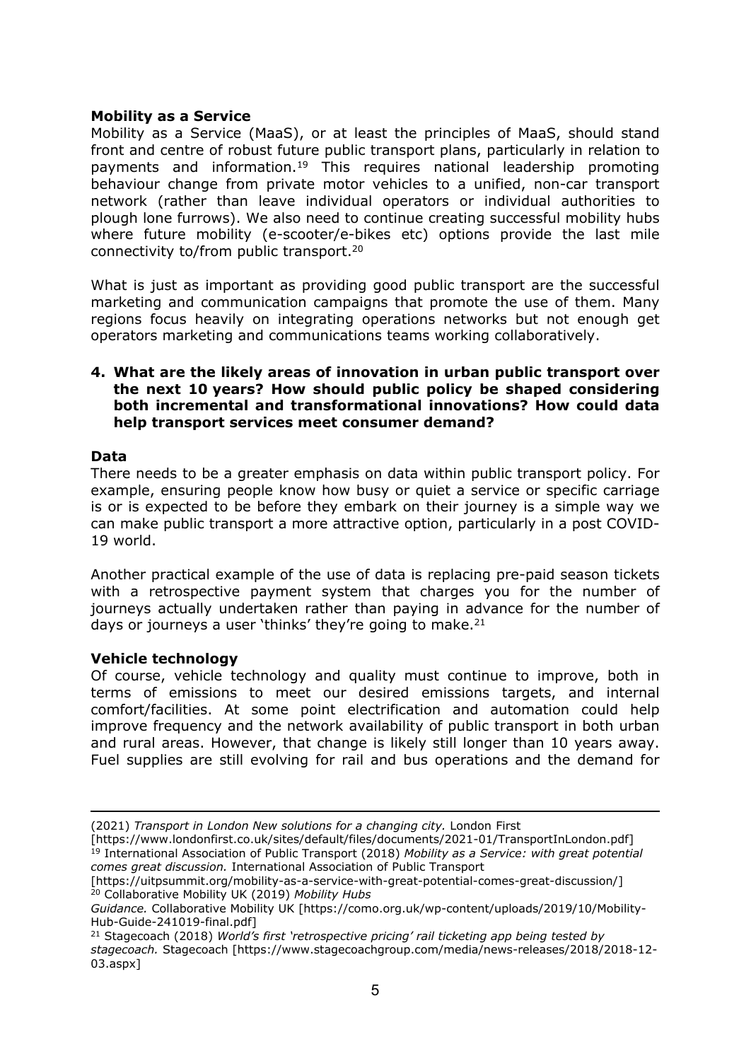**Mobility as a Service**

Mobility as a Service (MaaS), or at least the principles of MaaS, should stand front and centre of robust future public transport plans, particularly in relation to payments and information.[19] This requires national leadership promoting behaviour change from private motor vehicles to a unified, non-car transport network (rather than leave individual operators or individual authorities to plough lone furrows). We also need to continue creating successful mobility hubs where future mobility (e-scooter/e-bikes etc) options provide the last mile connectivity to/from public transport.[20]

What is just as important as providing good public transport are the successful marketing and communication campaigns that promote the use of them. Many regions focus heavily on integrating operations networks but not enough get operators marketing and communications teams working collaboratively.

**4. What are the likely areas of innovation in urban public transport over the next 10 years? How should public policy be shaped considering both incremental and transformational innovations? How could data help transport services meet consumer demand?**

**Data**

There needs to be a greater emphasis on data within public transport policy. For example, ensuring people know how busy or quiet a service or specific carriage is or is expected to be before they embark on their journey is a simple way we can make public transport a more attractive option, particularly in a post COVID-19 world.

Another practical example of the use of data is replacing pre-paid season tickets with a retrospective payment system that charges you for the number of journeys actually undertaken rather than paying in advance for the number of days or journeys a user 'thinks' they're going to make.[21]

**Vehicle technology**

Of course, vehicle technology and quality must continue to improve, both in terms of emissions to meet our desired emissions targets, and internal comfort/facilities. At some point electrification and automation could help improve frequency and the network availability of public transport in both urban and rural areas. However, that change is likely still longer than 10 years away. Fuel supplies are still evolving for rail and bus operations and the demand for

---

(2021) *Transport in London New solutions for a changing city.* London First [https://www.londonfirst.co.uk/sites/default/files/documents/2021-01/TransportInLondon.pdf]

[19] International Association of Public Transport (2018) *Mobility as a Service: with great potential comes great discussion.* International Association of Public Transport [https://uitpsummit.org/mobility-as-a-service-with-great-potential-comes-great-discussion/]

[20] Collaborative Mobility UK (2019) *Mobility Hubs Guidance.* Collaborative Mobility UK [https://como.org.uk/wp-content/uploads/2019/10/Mobility-Hub-Guide-241019-final.pdf]

[21] Stagecoach (2018) *World's first 'retrospective pricing' rail ticketing app being tested by stagecoach.* Stagecoach [https://www.stagecoachgroup.com/media/news-releases/2018/2018-12-03.aspx]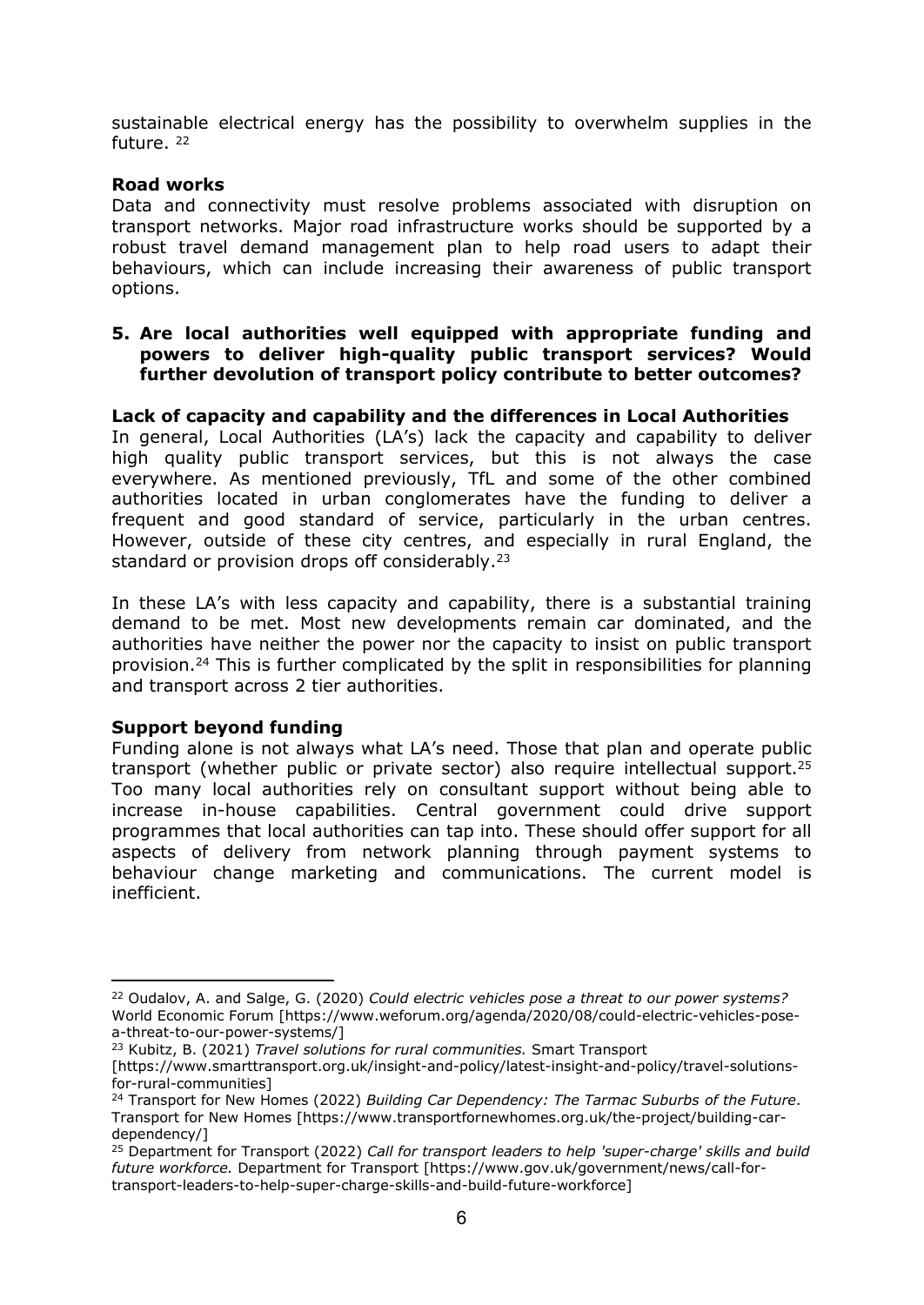sustainable electrical energy has the possibility to overwhelm supplies in the future. [22]

**Road works**

Data and connectivity must resolve problems associated with disruption on transport networks. Major road infrastructure works should be supported by a robust travel demand management plan to help road users to adapt their behaviours, which can include increasing their awareness of public transport options.

**5. Are local authorities well equipped with appropriate funding and powers to deliver high-quality public transport services? Would further devolution of transport policy contribute to better outcomes?**

**Lack of capacity and capability and the differences in Local Authorities**

In general, Local Authorities (LA's) lack the capacity and capability to deliver high quality public transport services, but this is not always the case everywhere. As mentioned previously, TfL and some of the other combined authorities located in urban conglomerates have the funding to deliver a frequent and good standard of service, particularly in the urban centres. However, outside of these city centres, and especially in rural England, the standard or provision drops off considerably.[23]

In these LA's with less capacity and capability, there is a substantial training demand to be met. Most new developments remain car dominated, and the authorities have neither the power nor the capacity to insist on public transport provision.[24] This is further complicated by the split in responsibilities for planning and transport across 2 tier authorities.

**Support beyond funding**

Funding alone is not always what LA's need. Those that plan and operate public transport (whether public or private sector) also require intellectual support.[25] Too many local authorities rely on consultant support without being able to increase in-house capabilities. Central government could drive support programmes that local authorities can tap into. These should offer support for all aspects of delivery from network planning through payment systems to behaviour change marketing and communications. The current model is inefficient.

---

[22] Oudalov, A. and Salge, G. (2020) *Could electric vehicles pose a threat to our power systems?* World Economic Forum [https://www.weforum.org/agenda/2020/08/could-electric-vehicles-pose-a-threat-to-our-power-systems/]

[23] Kubitz, B. (2021) *Travel solutions for rural communities.* Smart Transport [https://www.smarttransport.org.uk/insight-and-policy/latest-insight-and-policy/travel-solutions-for-rural-communities]

[24] Transport for New Homes (2022) *Building Car Dependency: The Tarmac Suburbs of the Future*. Transport for New Homes [https://www.transportfornewhomes.org.uk/the-project/building-car-dependency/]

[25] Department for Transport (2022) *Call for transport leaders to help 'super-charge' skills and build future workforce.* Department for Transport [https://www.gov.uk/government/news/call-for-transport-leaders-to-help-super-charge-skills-and-build-future-workforce]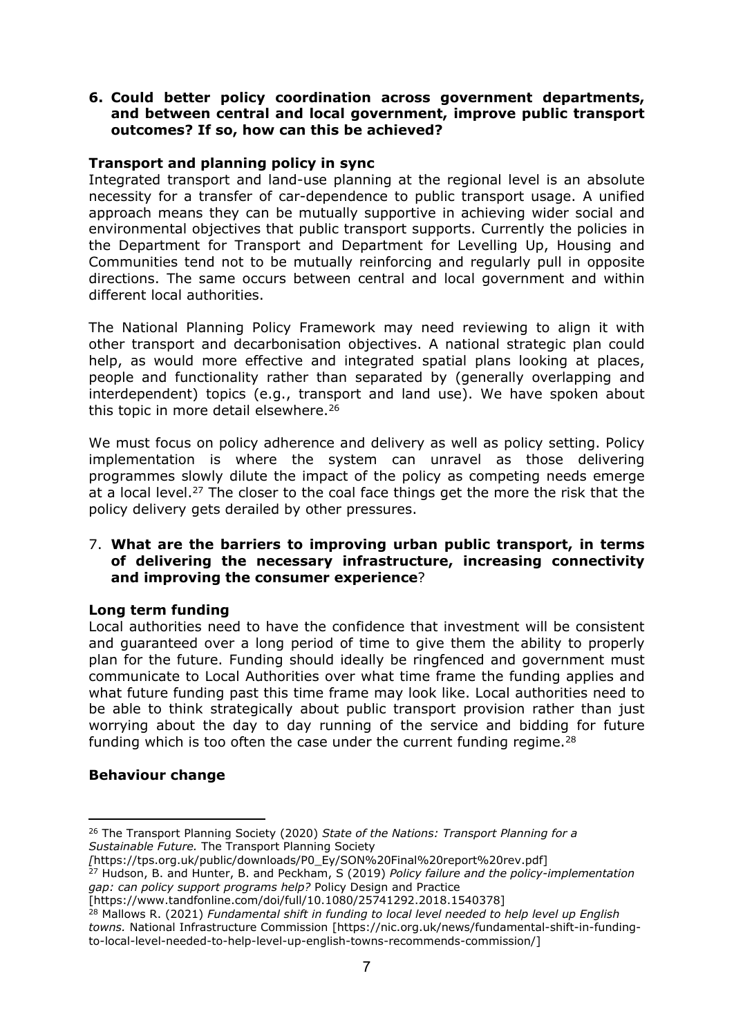**6. Could better policy coordination across government departments, and between central and local government, improve public transport outcomes? If so, how can this be achieved?**

**Transport and planning policy in sync**

Integrated transport and land-use planning at the regional level is an absolute necessity for a transfer of car-dependence to public transport usage. A unified approach means they can be mutually supportive in achieving wider social and environmental objectives that public transport supports. Currently the policies in the Department for Transport and Department for Levelling Up, Housing and Communities tend not to be mutually reinforcing and regularly pull in opposite directions. The same occurs between central and local government and within different local authorities.

The National Planning Policy Framework may need reviewing to align it with other transport and decarbonisation objectives. A national strategic plan could help, as would more effective and integrated spatial plans looking at places, people and functionality rather than separated by (generally overlapping and interdependent) topics (e.g., transport and land use). We have spoken about this topic in more detail elsewhere.[26]

We must focus on policy adherence and delivery as well as policy setting. Policy implementation is where the system can unravel as those delivering programmes slowly dilute the impact of the policy as competing needs emerge at a local level.[27] The closer to the coal face things get the more the risk that the policy delivery gets derailed by other pressures.

7. **What are the barriers to improving urban public transport, in terms of delivering the necessary infrastructure, increasing connectivity and improving the consumer experience**?

**Long term funding**

Local authorities need to have the confidence that investment will be consistent and guaranteed over a long period of time to give them the ability to properly plan for the future. Funding should ideally be ringfenced and government must communicate to Local Authorities over what time frame the funding applies and what future funding past this time frame may look like. Local authorities need to be able to think strategically about public transport provision rather than just worrying about the day to day running of the service and bidding for future funding which is too often the case under the current funding regime.[28]

**Behaviour change**

---

[26] The Transport Planning Society (2020) *State of the Nations: Transport Planning for a Sustainable Future.* The Transport Planning Society *[*https://tps.org.uk/public/downloads/P0_Ey/SON%20Final%20report%20rev.pdf]

[27] Hudson, B. and Hunter, B. and Peckham, S (2019) *Policy failure and the policy-implementation gap: can policy support programs help?* Policy Design and Practice [https://www.tandfonline.com/doi/full/10.1080/25741292.2018.1540378]

[28] Mallows R. (2021) *Fundamental shift in funding to local level needed to help level up English towns.* National Infrastructure Commission [https://nic.org.uk/news/fundamental-shift-in-funding-to-local-level-needed-to-help-level-up-english-towns-recommends-commission/]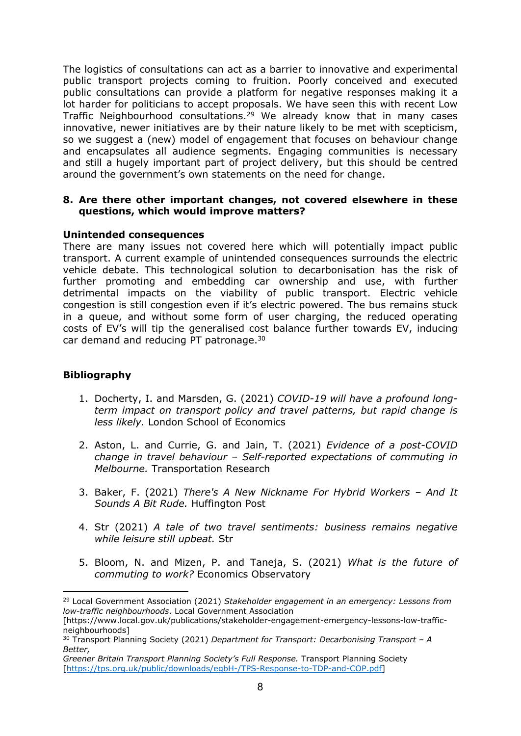The logistics of consultations can act as a barrier to innovative and experimental public transport projects coming to fruition. Poorly conceived and executed public consultations can provide a platform for negative responses making it a lot harder for politicians to accept proposals. We have seen this with recent Low Traffic Neighbourhood consultations.[29] We already know that in many cases innovative, newer initiatives are by their nature likely to be met with scepticism, so we suggest a (new) model of engagement that focuses on behaviour change and encapsulates all audience segments. Engaging communities is necessary and still a hugely important part of project delivery, but this should be centred around the government's own statements on the need for change.

**8. Are there other important changes, not covered elsewhere in these questions, which would improve matters?**

**Unintended consequences**

There are many issues not covered here which will potentially impact public transport. A current example of unintended consequences surrounds the electric vehicle debate. This technological solution to decarbonisation has the risk of further promoting and embedding car ownership and use, with further detrimental impacts on the viability of public transport. Electric vehicle congestion is still congestion even if it's electric powered. The bus remains stuck in a queue, and without some form of user charging, the reduced operating costs of EV's will tip the generalised cost balance further towards EV, inducing car demand and reducing PT patronage.[30]

## Bibliography

1. Docherty, I. and Marsden, G. (2021) *COVID-19 will have a profound long-term impact on transport policy and travel patterns, but rapid change is less likely.* London School of Economics

2. Aston, L. and Currie, G. and Jain, T. (2021) *Evidence of a post-COVID change in travel behaviour – Self-reported expectations of commuting in Melbourne.* Transportation Research

3. Baker, F. (2021) *There's A New Nickname For Hybrid Workers – And It Sounds A Bit Rude.* Huffington Post

4. Str (2021) *A tale of two travel sentiments: business remains negative while leisure still upbeat.* Str

5. Bloom, N. and Mizen, P. and Taneja, S. (2021) *What is the future of commuting to work?* Economics Observatory

---

[29] Local Government Association (2021) *Stakeholder engagement in an emergency: Lessons from low-traffic neighbourhoods*. Local Government Association [https://www.local.gov.uk/publications/stakeholder-engagement-emergency-lessons-low-traffic-neighbourhoods]

[30] Transport Planning Society (2021) *Department for Transport: Decarbonising Transport – A Better, Greener Britain Transport Planning Society's Full Response.* Transport Planning Society [https://tps.org.uk/public/downloads/egbH-/TPS-Response-to-TDP-and-COP.pdf]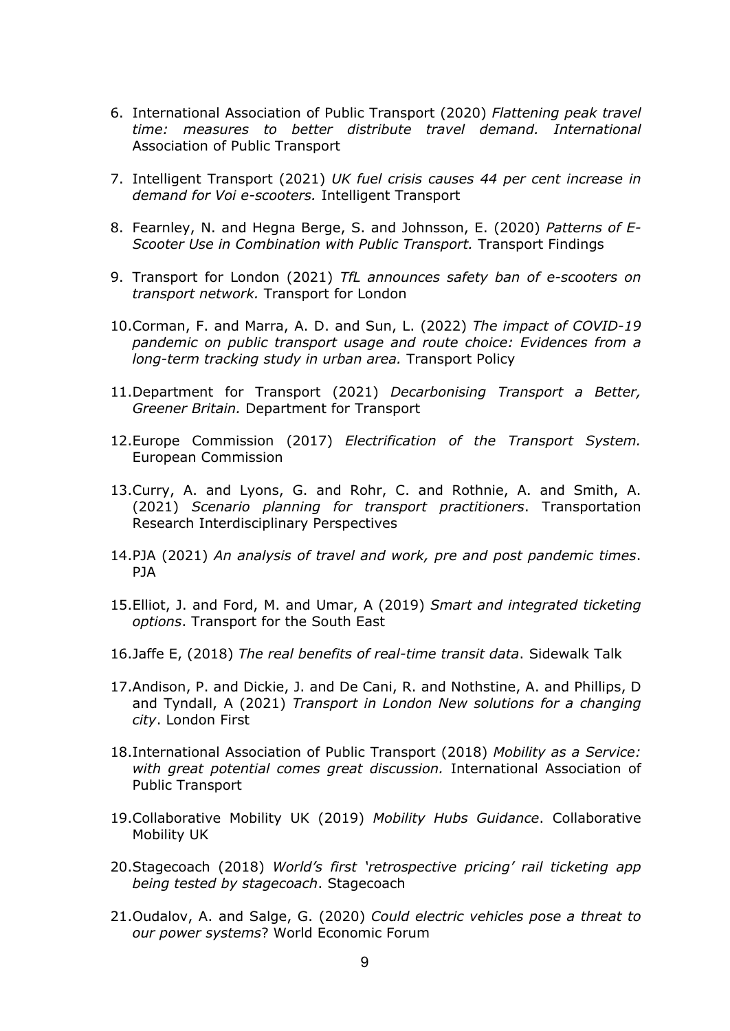6. International Association of Public Transport (2020) *Flattening peak travel time: measures to better distribute travel demand. International* Association of Public Transport

7. Intelligent Transport (2021) *UK fuel crisis causes 44 per cent increase in demand for Voi e-scooters.* Intelligent Transport

8. Fearnley, N. and Hegna Berge, S. and Johnsson, E. (2020) *Patterns of E-Scooter Use in Combination with Public Transport.* Transport Findings

9. Transport for London (2021) *TfL announces safety ban of e-scooters on transport network.* Transport for London

10. Corman, F. and Marra, A. D. and Sun, L. (2022) *The impact of COVID-19 pandemic on public transport usage and route choice: Evidences from a long-term tracking study in urban area.* Transport Policy

11. Department for Transport (2021) *Decarbonising Transport a Better, Greener Britain.* Department for Transport

12. Europe Commission (2017) *Electrification of the Transport System.* European Commission

13. Curry, A. and Lyons, G. and Rohr, C. and Rothnie, A. and Smith, A. (2021) *Scenario planning for transport practitioners*. Transportation Research Interdisciplinary Perspectives

14. PJA (2021) *An analysis of travel and work, pre and post pandemic times*. PJA

15. Elliot, J. and Ford, M. and Umar, A (2019) *Smart and integrated ticketing options*. Transport for the South East

16. Jaffe E, (2018) *The real benefits of real-time transit data*. Sidewalk Talk

17. Andison, P. and Dickie, J. and De Cani, R. and Nothstine, A. and Phillips, D and Tyndall, A (2021) *Transport in London New solutions for a changing city*. London First

18. International Association of Public Transport (2018) *Mobility as a Service: with great potential comes great discussion.* International Association of Public Transport

19. Collaborative Mobility UK (2019) *Mobility Hubs Guidance*. Collaborative Mobility UK

20. Stagecoach (2018) *World's first 'retrospective pricing' rail ticketing app being tested by stagecoach*. Stagecoach

21. Oudalov, A. and Salge, G. (2020) *Could electric vehicles pose a threat to our power systems*? World Economic Forum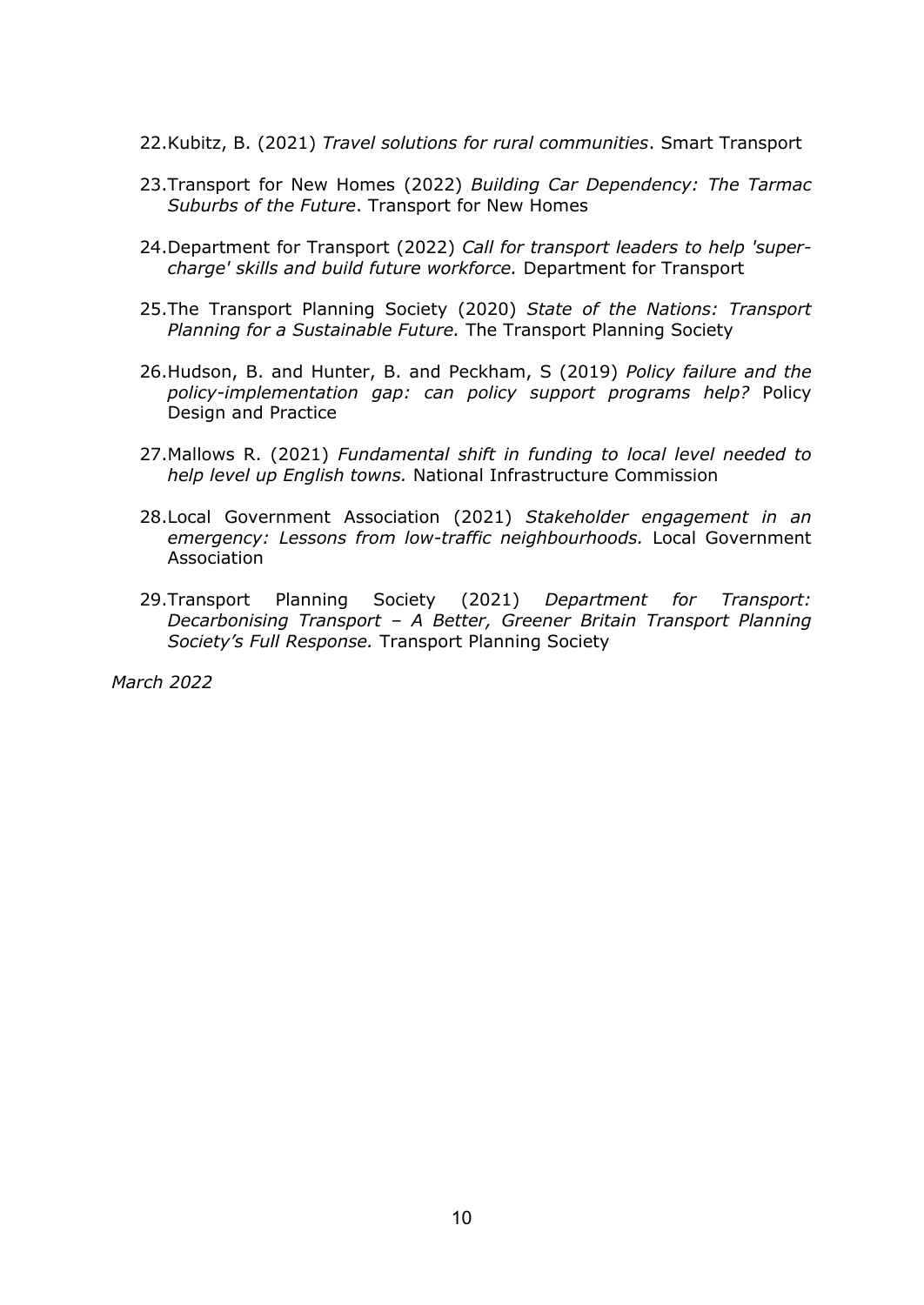22. Kubitz, B. (2021) *Travel solutions for rural communities*. Smart Transport

23. Transport for New Homes (2022) *Building Car Dependency: The Tarmac Suburbs of the Future*. Transport for New Homes

24. Department for Transport (2022) *Call for transport leaders to help 'super-charge' skills and build future workforce.* Department for Transport

25. The Transport Planning Society (2020) *State of the Nations: Transport Planning for a Sustainable Future.* The Transport Planning Society

26. Hudson, B. and Hunter, B. and Peckham, S (2019) *Policy failure and the policy-implementation gap: can policy support programs help?* Policy Design and Practice

27. Mallows R. (2021) *Fundamental shift in funding to local level needed to help level up English towns.* National Infrastructure Commission

28. Local Government Association (2021) *Stakeholder engagement in an emergency: Lessons from low-traffic neighbourhoods.* Local Government Association

29. Transport Planning Society (2021) *Department for Transport: Decarbonising Transport – A Better, Greener Britain Transport Planning Society's Full Response.* Transport Planning Society

*March 2022*